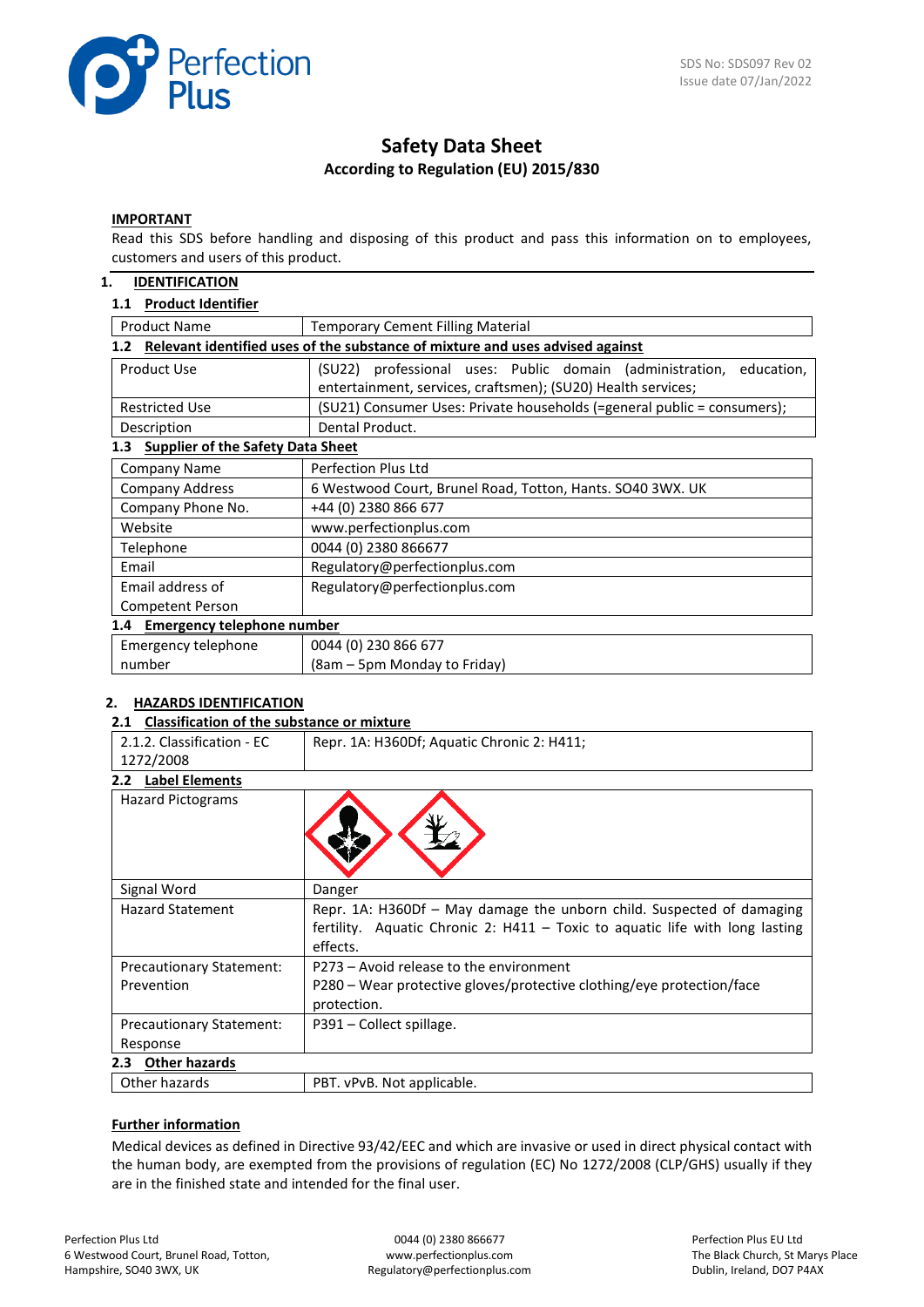SDS No: SDS097 Rev 02
Issue date 07/Jan/2022

# Safety Data Sheet

**According to Regulation (EU) 2015/830**

**IMPORTANT**

Read this SDS before handling and disposing of this product and pass this information on to employees, customers and users of this product.

## 1. IDENTIFICATION

### 1.1 Product Identifier

| | |
|---|---|
| Product Name | Temporary Cement Filling Material |

### 1.2 Relevant identified uses of the substance of mixture and uses advised against

| | |
|---|---|
| Product Use | (SU22) professional uses: Public domain (administration, education, entertainment, services, craftsmen); (SU20) Health services; |
| Restricted Use | (SU21) Consumer Uses: Private households (=general public = consumers); |
| Description | Dental Product. |

### 1.3 Supplier of the Safety Data Sheet

| | |
|---|---|
| Company Name | Perfection Plus Ltd |
| Company Address | 6 Westwood Court, Brunel Road, Totton, Hants. SO40 3WX. UK |
| Company Phone No. | +44 (0) 2380 866 677 |
| Website | www.perfectionplus.com |
| Telephone | 0044 (0) 2380 866677 |
| Email | Regulatory@perfectionplus.com |
| Email address of Competent Person | Regulatory@perfectionplus.com |

### 1.4 Emergency telephone number

| | |
|---|---|
| Emergency telephone number | 0044 (0) 230 866 677 (8am – 5pm Monday to Friday) |

## 2. HAZARDS IDENTIFICATION

### 2.1 Classification of the substance or mixture

| | |
|---|---|
| 2.1.2. Classification - EC 1272/2008 | Repr. 1A: H360Df; Aquatic Chronic 2: H411; |

### 2.2 Label Elements

| | |
|---|---|
| Hazard Pictograms | |
| Signal Word | Danger |
| Hazard Statement | Repr. 1A: H360Df – May damage the unborn child. Suspected of damaging fertility. Aquatic Chronic 2: H411 – Toxic to aquatic life with long lasting effects. |
| Precautionary Statement: Prevention | P273 – Avoid release to the environment<br>P280 – Wear protective gloves/protective clothing/eye protection/face protection. |
| Precautionary Statement: Response | P391 – Collect spillage. |

### 2.3 Other hazards

| | |
|---|---|
| Other hazards | PBT. vPvB. Not applicable. |

**Further information**

Medical devices as defined in Directive 93/42/EEC and which are invasive or used in direct physical contact with the human body, are exempted from the provisions of regulation (EC) No 1272/2008 (CLP/GHS) usually if they are in the finished state and intended for the final user.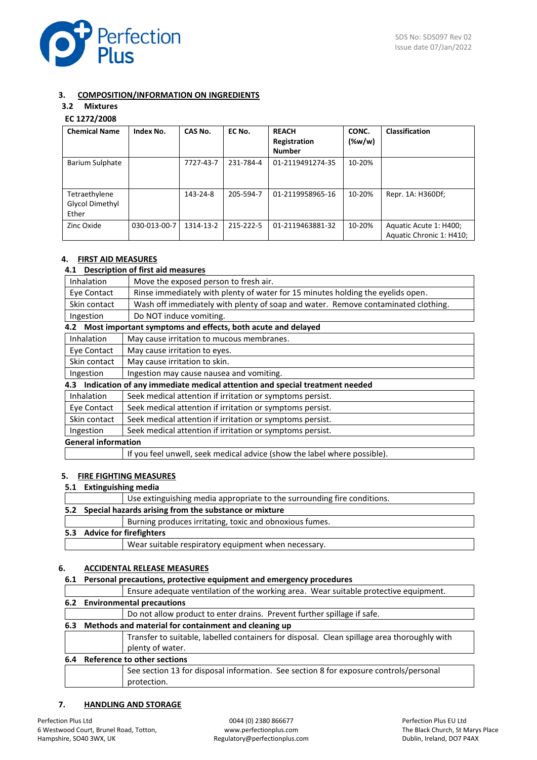## 3. COMPOSITION/INFORMATION ON INGREDIENTS

### 3.2 Mixtures

**EC 1272/2008**

| Chemical Name | Index No. | CAS No. | EC No. | REACH Registration Number | CONC. (%w/w) | Classification |
|---|---|---|---|---|---|---|
| Barium Sulphate | | 7727-43-7 | 231-784-4 | 01-2119491274-35 | 10-20% | |
| Tetraethylene Glycol Dimethyl Ether | | 143-24-8 | 205-594-7 | 01-2119958965-16 | 10-20% | Repr. 1A: H360Df; |
| Zinc Oxide | 030-013-00-7 | 1314-13-2 | 215-222-5 | 01-2119463881-32 | 10-20% | Aquatic Acute 1: H400; Aquatic Chronic 1: H410; |

## 4. FIRST AID MEASURES

### 4.1 Description of first aid measures

| | |
|---|---|
| Inhalation | Move the exposed person to fresh air. |
| Eye Contact | Rinse immediately with plenty of water for 15 minutes holding the eyelids open. |
| Skin contact | Wash off immediately with plenty of soap and water. Remove contaminated clothing. |
| Ingestion | Do NOT induce vomiting. |

### 4.2 Most important symptoms and effects, both acute and delayed

| | |
|---|---|
| Inhalation | May cause irritation to mucous membranes. |
| Eye Contact | May cause irritation to eyes. |
| Skin contact | May cause irritation to skin. |
| Ingestion | Ingestion may cause nausea and vomiting. |

### 4.3 Indication of any immediate medical attention and special treatment needed

| | |
|---|---|
| Inhalation | Seek medical attention if irritation or symptoms persist. |
| Eye Contact | Seek medical attention if irritation or symptoms persist. |
| Skin contact | Seek medical attention if irritation or symptoms persist. |
| Ingestion | Seek medical attention if irritation or symptoms persist. |

**General information**

If you feel unwell, seek medical advice (show the label where possible).

## 5. FIRE FIGHTING MEASURES

### 5.1 Extinguishing media

Use extinguishing media appropriate to the surrounding fire conditions.

### 5.2 Special hazards arising from the substance or mixture

Burning produces irritating, toxic and obnoxious fumes.

### 5.3 Advice for firefighters

Wear suitable respiratory equipment when necessary.

## 6. ACCIDENTAL RELEASE MEASURES

### 6.1 Personal precautions, protective equipment and emergency procedures

Ensure adequate ventilation of the working area. Wear suitable protective equipment.

### 6.2 Environmental precautions

Do not allow product to enter drains. Prevent further spillage if safe.

### 6.3 Methods and material for containment and cleaning up

Transfer to suitable, labelled containers for disposal. Clean spillage area thoroughly with plenty of water.

### 6.4 Reference to other sections

See section 13 for disposal information. See section 8 for exposure controls/personal protection.

## 7. HANDLING AND STORAGE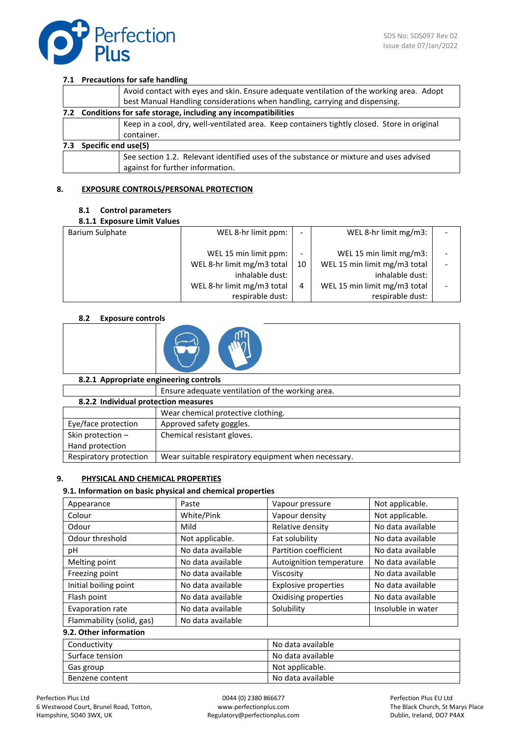### 7.1 Precautions for safe handling

| | |
|---|---|
| | Avoid contact with eyes and skin. Ensure adequate ventilation of the working area. Adopt best Manual Handling considerations when handling, carrying and dispensing. |

### 7.2 Conditions for safe storage, including any incompatibilities

| | |
|---|---|
| | Keep in a cool, dry, well-ventilated area. Keep containers tightly closed. Store in original container. |

### 7.3 Specific end use(S)

| | |
|---|---|
| | See section 1.2. Relevant identified uses of the substance or mixture and uses advised against for further information. |

## 8. EXPOSURE CONTROLS/PERSONAL PROTECTION

### 8.1 Control parameters

#### 8.1.1 Exposure Limit Values

| | | | | |
|---|---|---|---|---|
| Barium Sulphate | WEL 8-hr limit ppm: | - | WEL 8-hr limit mg/m3: | - |
| | WEL 15 min limit ppm: | - | WEL 15 min limit mg/m3: | - |
| | WEL 8-hr limit mg/m3 total inhalable dust: | 10 | WEL 15 min limit mg/m3 total inhalable dust: | - |
| | WEL 8-hr limit mg/m3 total respirable dust: | 4 | WEL 15 min limit mg/m3 total respirable dust: | - |

### 8.2 Exposure controls

#### 8.2.1 Appropriate engineering controls

| | |
|---|---|
| | Ensure adequate ventilation of the working area. |

#### 8.2.2 Individual protection measures

| | |
|---|---|
| | Wear chemical protective clothing. |
| Eye/face protection | Approved safety goggles. |
| Skin protection – Hand protection | Chemical resistant gloves. |
| Respiratory protection | Wear suitable respiratory equipment when necessary. |

## 9. PHYSICAL AND CHEMICAL PROPERTIES

### 9.1. Information on basic physical and chemical properties

| | | | |
|---|---|---|---|
| Appearance | Paste | Vapour pressure | Not applicable. |
| Colour | White/Pink | Vapour density | Not applicable. |
| Odour | Mild | Relative density | No data available |
| Odour threshold | Not applicable. | Fat solubility | No data available |
| pH | No data available | Partition coefficient | No data available |
| Melting point | No data available | Autoignition temperature | No data available |
| Freezing point | No data available | Viscosity | No data available |
| Initial boiling point | No data available | Explosive properties | No data available |
| Flash point | No data available | Oxidising properties | No data available |
| Evaporation rate | No data available | Solubility | Insoluble in water |
| Flammability (solid, gas) | No data available | | |

### 9.2. Other information

| | |
|---|---|
| Conductivity | No data available |
| Surface tension | No data available |
| Gas group | Not applicable. |
| Benzene content | No data available |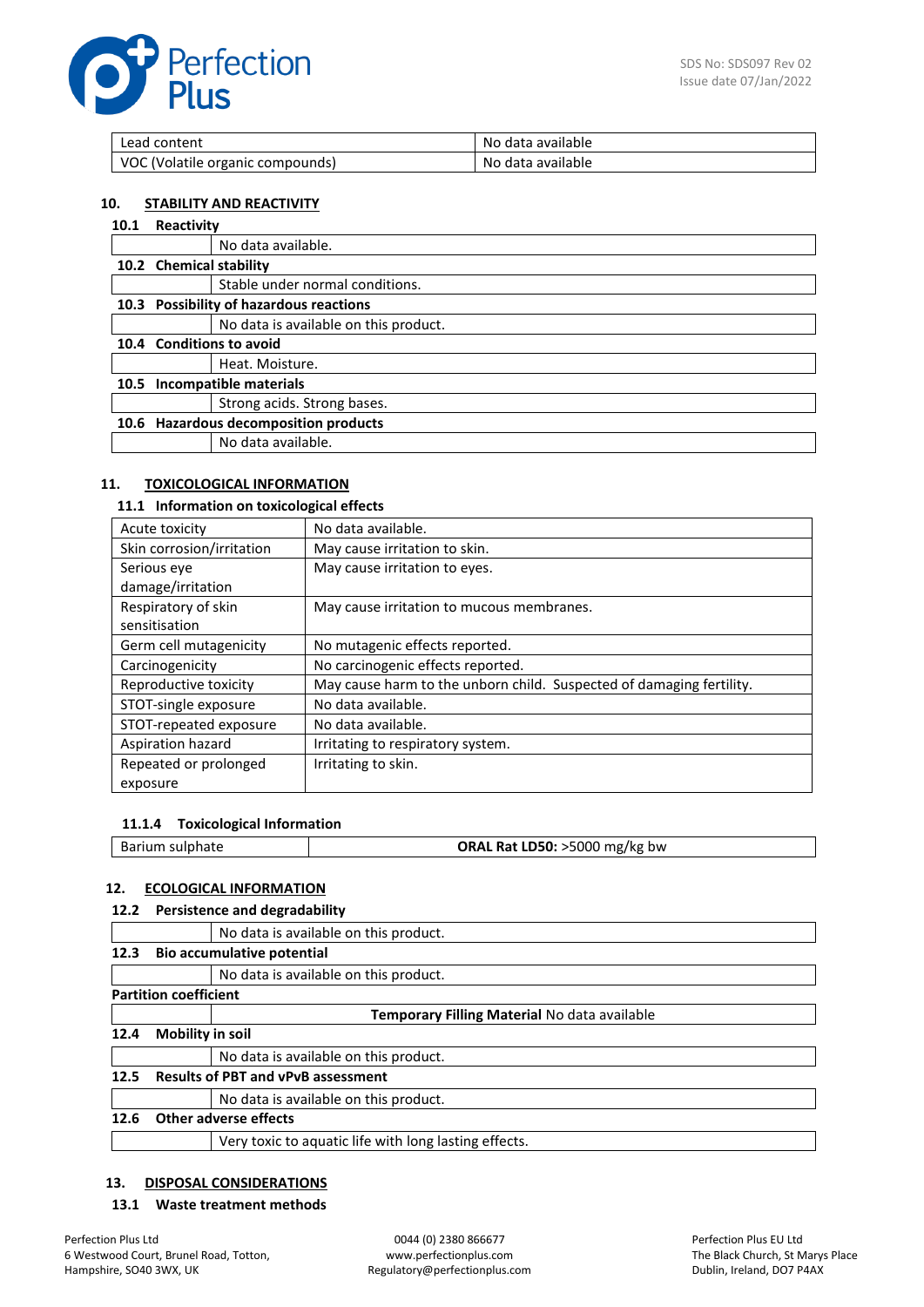| Lead content | No data available |
|---|---|
| VOC (Volatile organic compounds) | No data available |

## 10. STABILITY AND REACTIVITY

### 10.1 Reactivity

No data available.

### 10.2 Chemical stability

Stable under normal conditions.

### 10.3 Possibility of hazardous reactions

No data is available on this product.

### 10.4 Conditions to avoid

Heat. Moisture.

### 10.5 Incompatible materials

Strong acids. Strong bases.

### 10.6 Hazardous decomposition products

No data available.

## 11. TOXICOLOGICAL INFORMATION

### 11.1 Information on toxicological effects

| Acute toxicity | No data available. |
|---|---|
| Skin corrosion/irritation | May cause irritation to skin. |
| Serious eye damage/irritation | May cause irritation to eyes. |
| Respiratory of skin sensitisation | May cause irritation to mucous membranes. |
| Germ cell mutagenicity | No mutagenic effects reported. |
| Carcinogenicity | No carcinogenic effects reported. |
| Reproductive toxicity | May cause harm to the unborn child. Suspected of damaging fertility. |
| STOT-single exposure | No data available. |
| STOT-repeated exposure | No data available. |
| Aspiration hazard | Irritating to respiratory system. |
| Repeated or prolonged exposure | Irritating to skin. |

#### 11.1.4 Toxicological Information

| Barium sulphate | **ORAL Rat LD50:** >5000 mg/kg bw |
|---|---|

## 12. ECOLOGICAL INFORMATION

### 12.2 Persistence and degradability

No data is available on this product.

### 12.3 Bio accumulative potential

No data is available on this product.

**Partition coefficient**

**Temporary Filling Material** No data available

### 12.4 Mobility in soil

No data is available on this product.

### 12.5 Results of PBT and vPvB assessment

No data is available on this product.

### 12.6 Other adverse effects

Very toxic to aquatic life with long lasting effects.

## 13. DISPOSAL CONSIDERATIONS

### 13.1 Waste treatment methods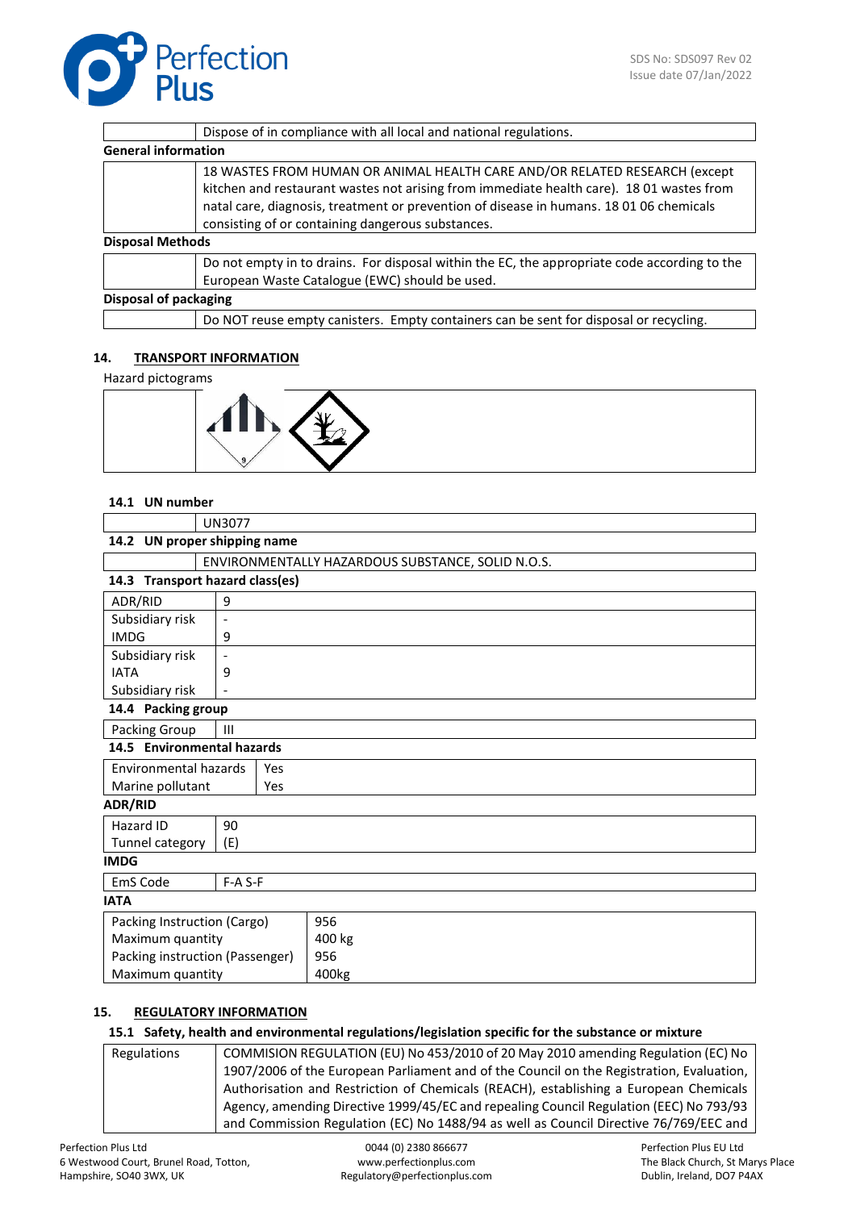| | |
|---|---|
| | Dispose of in compliance with all local and national regulations. |

**General information**

| | |
|---|---|
| | 18 WASTES FROM HUMAN OR ANIMAL HEALTH CARE AND/OR RELATED RESEARCH (except kitchen and restaurant wastes not arising from immediate health care). 18 01 wastes from natal care, diagnosis, treatment or prevention of disease in humans. 18 01 06 chemicals consisting of or containing dangerous substances. |

**Disposal Methods**

| | |
|---|---|
| | Do not empty in to drains. For disposal within the EC, the appropriate code according to the European Waste Catalogue (EWC) should be used. |

**Disposal of packaging**

| | |
|---|---|
| | Do NOT reuse empty canisters. Empty containers can be sent for disposal or recycling. |

## 14. TRANSPORT INFORMATION

Hazard pictograms

### 14.1 UN number

| | |
|---|---|
| | UN3077 |

### 14.2 UN proper shipping name

| | |
|---|---|
| | ENVIRONMENTALLY HAZARDOUS SUBSTANCE, SOLID N.O.S. |

### 14.3 Transport hazard class(es)

| | |
|---|---|
| ADR/RID | 9 |
| Subsidiary risk | - |
| IMDG | 9 |
| Subsidiary risk | - |
| IATA | 9 |
| Subsidiary risk | - |

### 14.4 Packing group

| | |
|---|---|
| Packing Group | III |

### 14.5 Environmental hazards

| | |
|---|---|
| Environmental hazards | Yes |
| Marine pollutant | Yes |

**ADR/RID**

| | |
|---|---|
| Hazard ID | 90 |
| Tunnel category | (E) |

**IMDG**

| | |
|---|---|
| EmS Code | F-A S-F |

**IATA**

| | |
|---|---|
| Packing Instruction (Cargo) | 956 |
| Maximum quantity | 400 kg |
| Packing instruction (Passenger) | 956 |
| Maximum quantity | 400kg |

## 15. REGULATORY INFORMATION

### 15.1 Safety, health and environmental regulations/legislation specific for the substance or mixture

| | |
|---|---|
| Regulations | COMMISION REGULATION (EU) No 453/2010 of 20 May 2010 amending Regulation (EC) No 1907/2006 of the European Parliament and of the Council on the Registration, Evaluation, Authorisation and Restriction of Chemicals (REACH), establishing a European Chemicals Agency, amending Directive 1999/45/EC and repealing Council Regulation (EEC) No 793/93 and Commission Regulation (EC) No 1488/94 as well as Council Directive 76/769/EEC and |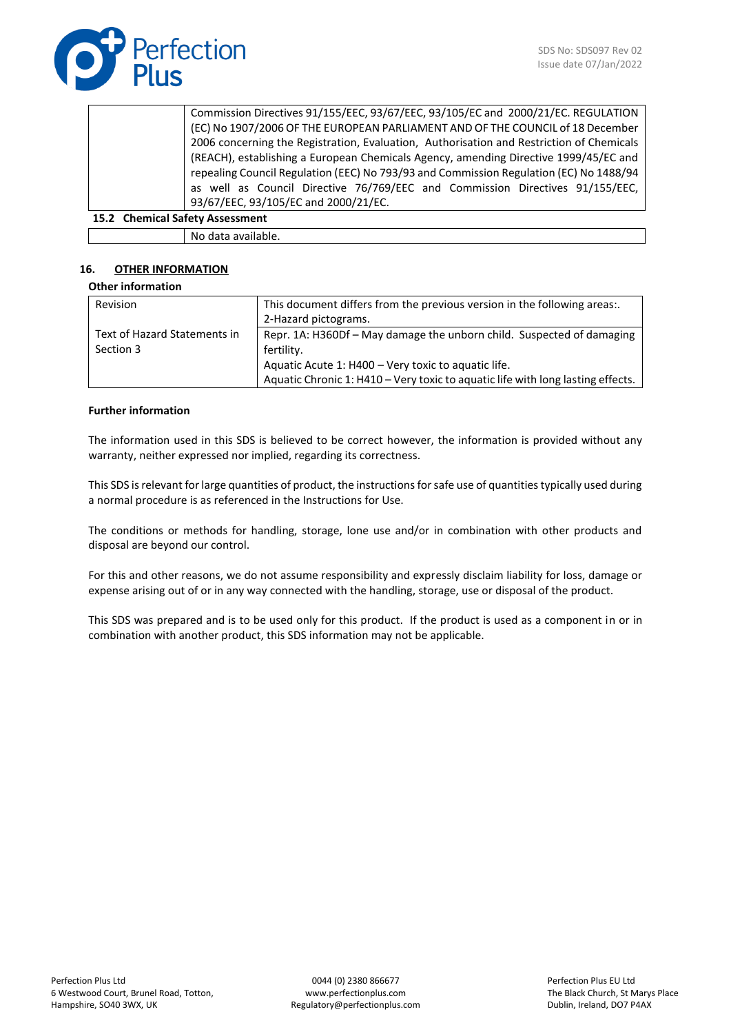| | |
|---|---|
| | Commission Directives 91/155/EEC, 93/67/EEC, 93/105/EC and 2000/21/EC. REGULATION (EC) No 1907/2006 OF THE EUROPEAN PARLIAMENT AND OF THE COUNCIL of 18 December 2006 concerning the Registration, Evaluation, Authorisation and Restriction of Chemicals (REACH), establishing a European Chemicals Agency, amending Directive 1999/45/EC and repealing Council Regulation (EEC) No 793/93 and Commission Regulation (EC) No 1488/94 as well as Council Directive 76/769/EEC and Commission Directives 91/155/EEC, 93/67/EEC, 93/105/EC and 2000/21/EC. |

**15.2 Chemical Safety Assessment**

| | |
|---|---|
| | No data available. |

## 16. OTHER INFORMATION

**Other information**

| | |
|---|---|
| Revision | This document differs from the previous version in the following areas:. 2-Hazard pictograms. |
| Text of Hazard Statements in Section 3 | Repr. 1A: H360Df – May damage the unborn child. Suspected of damaging fertility.<br>Aquatic Acute 1: H400 – Very toxic to aquatic life.<br>Aquatic Chronic 1: H410 – Very toxic to aquatic life with long lasting effects. |

**Further information**

The information used in this SDS is believed to be correct however, the information is provided without any warranty, neither expressed nor implied, regarding its correctness.

This SDS is relevant for large quantities of product, the instructions for safe use of quantities typically used during a normal procedure is as referenced in the Instructions for Use.

The conditions or methods for handling, storage, lone use and/or in combination with other products and disposal are beyond our control.

For this and other reasons, we do not assume responsibility and expressly disclaim liability for loss, damage or expense arising out of or in any way connected with the handling, storage, use or disposal of the product.

This SDS was prepared and is to be used only for this product. If the product is used as a component in or in combination with another product, this SDS information may not be applicable.